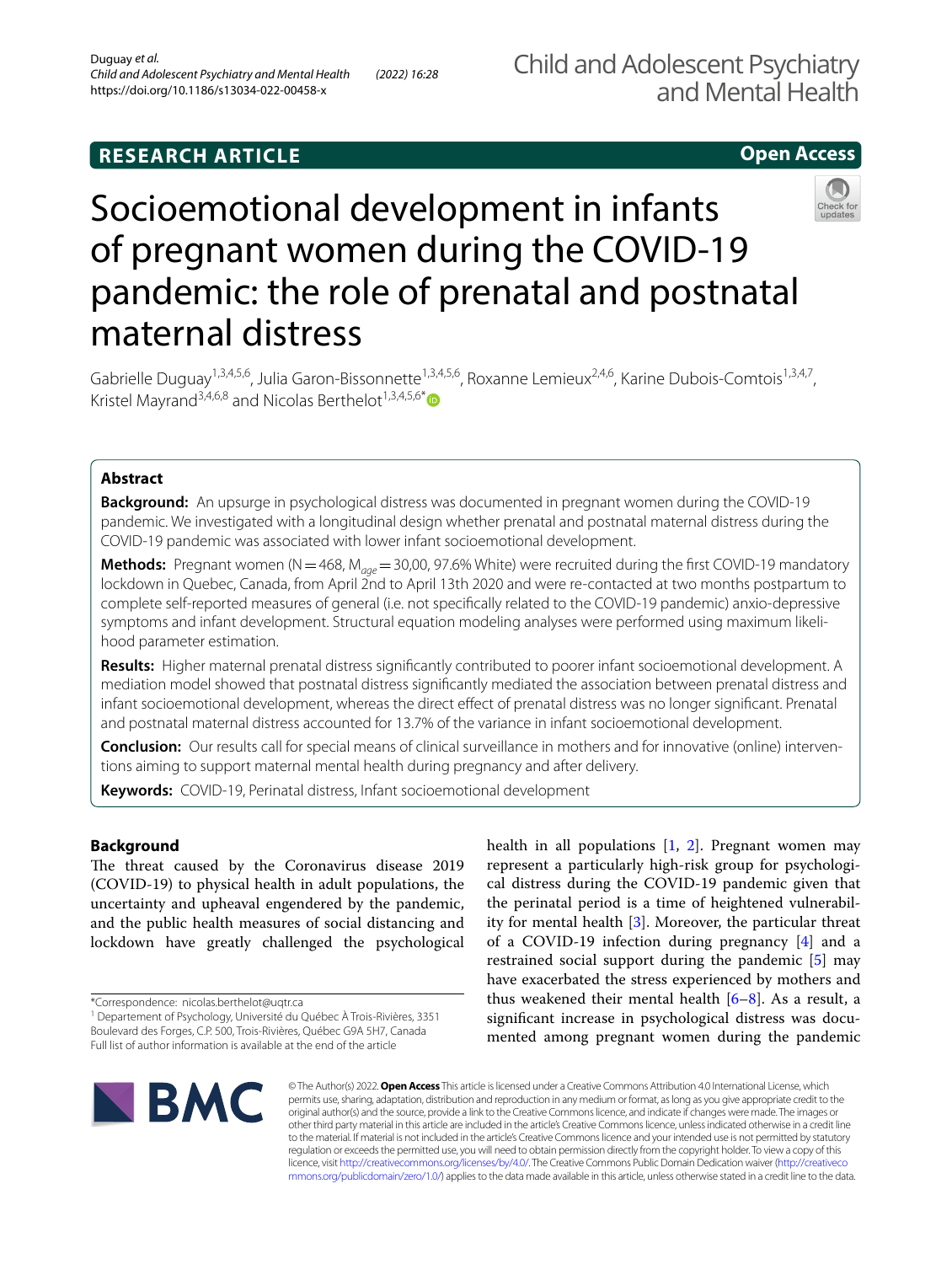RESEARCH ARTICLE

Open Access

# Socioemotional development in infants of pregnant women during the COVID-19 pandemic: the role of prenatal and postnatal maternal distress

Gabrielle Duguay[1,3,4,5,6], Julia Garon-Bissonnette[1,3,4,5,6], Roxanne Lemieux[2,4,6], Karine Dubois-Comtois[1,3,4,7], Kristel Mayrand[3,4,6,8] and Nicolas Berthelot[1,3,4,5,6]*

## Abstract

**Background:** An upsurge in psychological distress was documented in pregnant women during the COVID-19 pandemic. We investigated with a longitudinal design whether prenatal and postnatal maternal distress during the COVID-19 pandemic was associated with lower infant socioemotional development.

**Methods:** Pregnant women (N = 468, $M_{age}$ = 30,00, 97.6% White) were recruited during the first COVID-19 mandatory lockdown in Quebec, Canada, from April 2nd to April 13th 2020 and were re-contacted at two months postpartum to complete self-reported measures of general (i.e. not specifically related to the COVID-19 pandemic) anxio-depressive symptoms and infant development. Structural equation modeling analyses were performed using maximum likelihood parameter estimation.

**Results:** Higher maternal prenatal distress significantly contributed to poorer infant socioemotional development. A mediation model showed that postnatal distress significantly mediated the association between prenatal distress and infant socioemotional development, whereas the direct effect of prenatal distress was no longer significant. Prenatal and postnatal maternal distress accounted for 13.7% of the variance in infant socioemotional development.

**Conclusion:** Our results call for special means of clinical surveillance in mothers and for innovative (online) interventions aiming to support maternal mental health during pregnancy and after delivery.

**Keywords:** COVID-19, Perinatal distress, Infant socioemotional development

## Background

The threat caused by the Coronavirus disease 2019 (COVID-19) to physical health in adult populations, the uncertainty and upheaval engendered by the pandemic, and the public health measures of social distancing and lockdown have greatly challenged the psychological health in all populations [1, 2]. Pregnant women may represent a particularly high-risk group for psychological distress during the COVID-19 pandemic given that the perinatal period is a time of heightened vulnerability for mental health [3]. Moreover, the particular threat of a COVID-19 infection during pregnancy [4] and a restrained social support during the pandemic [5] may have exacerbated the stress experienced by mothers and thus weakened their mental health [6–8]. As a result, a significant increase in psychological distress was documented among pregnant women during the pandemic

*Correspondence: nicolas.berthelot@uqtr.ca

[1] Departement of Psychology, Université du Québec À Trois-Rivières, 3351 Boulevard des Forges, C.P. 500, Trois-Rivières, Québec G9A 5H7, Canada

Full list of author information is available at the end of the article

© The Author(s) 2022. **Open Access** This article is licensed under a Creative Commons Attribution 4.0 International License, which permits use, sharing, adaptation, distribution and reproduction in any medium or format, as long as you give appropriate credit to the original author(s) and the source, provide a link to the Creative Commons licence, and indicate if changes were made. The images or other third party material in this article are included in the article's Creative Commons licence, unless indicated otherwise in a credit line to the material. If material is not included in the article's Creative Commons licence and your intended use is not permitted by statutory regulation or exceeds the permitted use, you will need to obtain permission directly from the copyright holder. To view a copy of this licence, visit http://creativecommons.org/licenses/by/4.0/. The Creative Commons Public Domain Dedication waiver (http://creativecommons.org/publicdomain/zero/1.0/) applies to the data made available in this article, unless otherwise stated in a credit line to the data.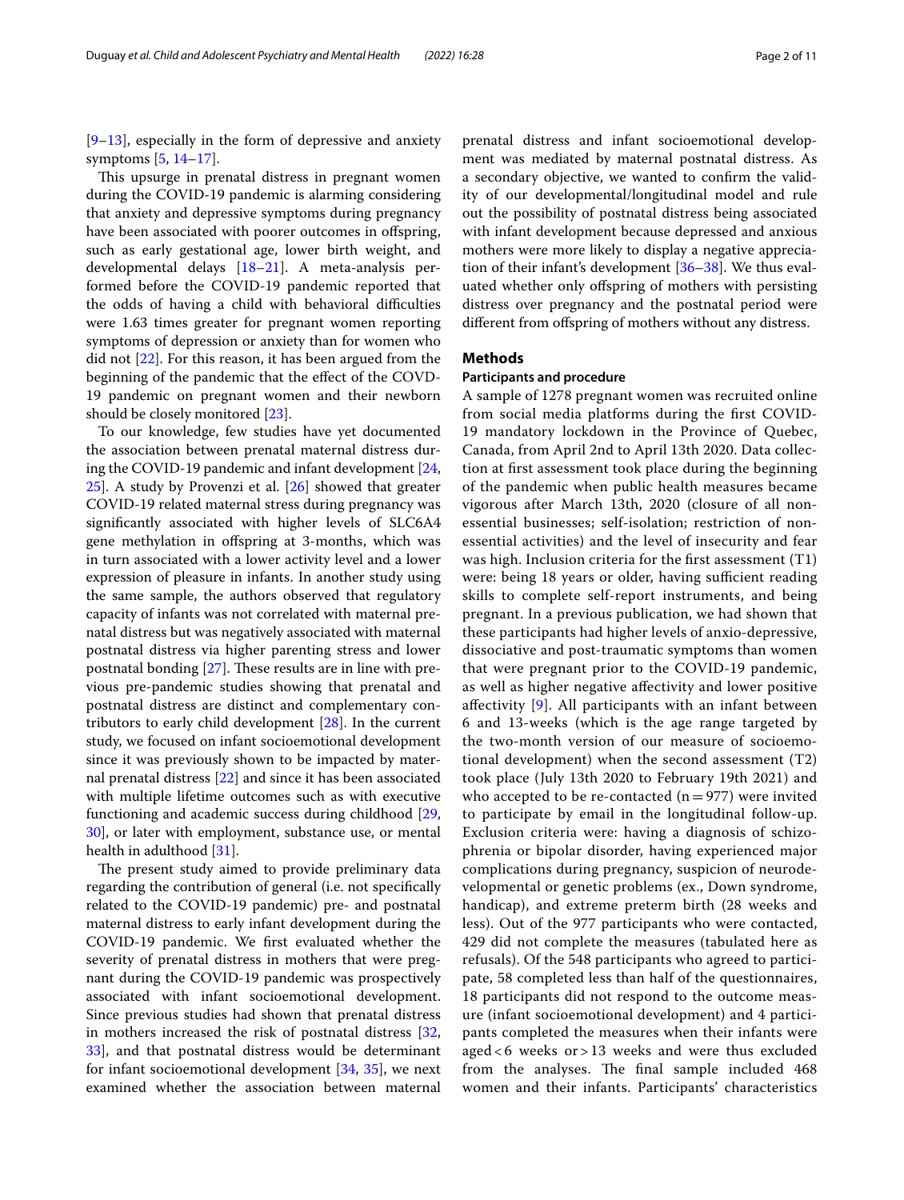[9–13], especially in the form of depressive and anxiety symptoms [5, 14–17].

This upsurge in prenatal distress in pregnant women during the COVID-19 pandemic is alarming considering that anxiety and depressive symptoms during pregnancy have been associated with poorer outcomes in offspring, such as early gestational age, lower birth weight, and developmental delays [18–21]. A meta-analysis performed before the COVID-19 pandemic reported that the odds of having a child with behavioral difficulties were 1.63 times greater for pregnant women reporting symptoms of depression or anxiety than for women who did not [22]. For this reason, it has been argued from the beginning of the pandemic that the effect of the COVD-19 pandemic on pregnant women and their newborn should be closely monitored [23].

To our knowledge, few studies have yet documented the association between prenatal maternal distress during the COVID-19 pandemic and infant development [24, 25]. A study by Provenzi et al. [26] showed that greater COVID-19 related maternal stress during pregnancy was significantly associated with higher levels of SLC6A4 gene methylation in offspring at 3-months, which was in turn associated with a lower activity level and a lower expression of pleasure in infants. In another study using the same sample, the authors observed that regulatory capacity of infants was not correlated with maternal prenatal distress but was negatively associated with maternal postnatal distress via higher parenting stress and lower postnatal bonding [27]. These results are in line with previous pre-pandemic studies showing that prenatal and postnatal distress are distinct and complementary contributors to early child development [28]. In the current study, we focused on infant socioemotional development since it was previously shown to be impacted by maternal prenatal distress [22] and since it has been associated with multiple lifetime outcomes such as with executive functioning and academic success during childhood [29, 30], or later with employment, substance use, or mental health in adulthood [31].

The present study aimed to provide preliminary data regarding the contribution of general (i.e. not specifically related to the COVID-19 pandemic) pre- and postnatal maternal distress to early infant development during the COVID-19 pandemic. We first evaluated whether the severity of prenatal distress in mothers that were pregnant during the COVID-19 pandemic was prospectively associated with infant socioemotional development. Since previous studies had shown that prenatal distress in mothers increased the risk of postnatal distress [32, 33], and that postnatal distress would be determinant for infant socioemotional development [34, 35], we next examined whether the association between maternal prenatal distress and infant socioemotional development was mediated by maternal postnatal distress. As a secondary objective, we wanted to confirm the validity of our developmental/longitudinal model and rule out the possibility of postnatal distress being associated with infant development because depressed and anxious mothers were more likely to display a negative appreciation of their infant's development [36–38]. We thus evaluated whether only offspring of mothers with persisting distress over pregnancy and the postnatal period were different from offspring of mothers without any distress.

## Methods

### Participants and procedure

A sample of 1278 pregnant women was recruited online from social media platforms during the first COVID-19 mandatory lockdown in the Province of Quebec, Canada, from April 2nd to April 13th 2020. Data collection at first assessment took place during the beginning of the pandemic when public health measures became vigorous after March 13th, 2020 (closure of all non-essential businesses; self-isolation; restriction of non-essential activities) and the level of insecurity and fear was high. Inclusion criteria for the first assessment (T1) were: being 18 years or older, having sufficient reading skills to complete self-report instruments, and being pregnant. In a previous publication, we had shown that these participants had higher levels of anxio-depressive, dissociative and post-traumatic symptoms than women that were pregnant prior to the COVID-19 pandemic, as well as higher negative affectivity and lower positive affectivity [9]. All participants with an infant between 6 and 13-weeks (which is the age range targeted by the two-month version of our measure of socioemotional development) when the second assessment (T2) took place (July 13th 2020 to February 19th 2021) and who accepted to be re-contacted ($n = 977$) were invited to participate by email in the longitudinal follow-up. Exclusion criteria were: having a diagnosis of schizophrenia or bipolar disorder, having experienced major complications during pregnancy, suspicion of neurodevelopmental or genetic problems (ex., Down syndrome, handicap), and extreme preterm birth (28 weeks and less). Out of the 977 participants who were contacted, 429 did not complete the measures (tabulated here as refusals). Of the 548 participants who agreed to participate, 58 completed less than half of the questionnaires, 18 participants did not respond to the outcome measure (infant socioemotional development) and 4 participants completed the measures when their infants were aged < 6 weeks or > 13 weeks and were thus excluded from the analyses. The final sample included 468 women and their infants. Participants' characteristics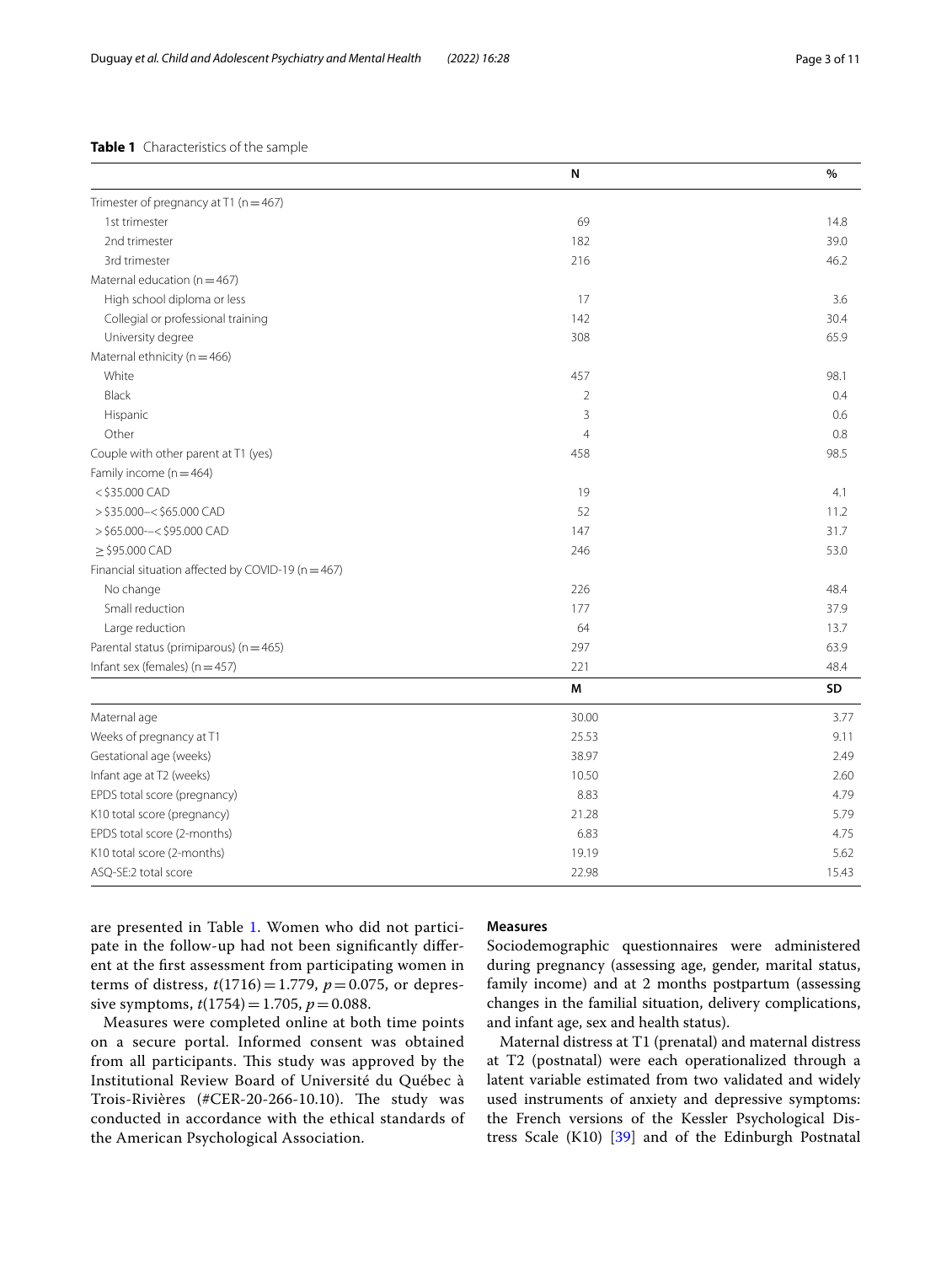**Table 1** Characteristics of the sample

| | N | % |
|---|---|---|
| Trimester of pregnancy at T1 (n = 467) | | |
| 1st trimester | 69 | 14.8 |
| 2nd trimester | 182 | 39.0 |
| 3rd trimester | 216 | 46.2 |
| Maternal education (n = 467) | | |
| High school diploma or less | 17 | 3.6 |
| Collegial or professional training | 142 | 30.4 |
| University degree | 308 | 65.9 |
| Maternal ethnicity (n = 466) | | |
| White | 457 | 98.1 |
| Black | 2 | 0.4 |
| Hispanic | 3 | 0.6 |
| Other | 4 | 0.8 |
| Couple with other parent at T1 (yes) | 458 | 98.5 |
| Family income (n = 464) | | |
| < $35.000 CAD | 19 | 4.1 |
| > $35.000–< $65.000 CAD | 52 | 11.2 |
| > $65.000-–< $95.000 CAD | 147 | 31.7 |
| ≥ $95.000 CAD | 246 | 53.0 |
| Financial situation affected by COVID-19 (n = 467) | | |
| No change | 226 | 48.4 |
| Small reduction | 177 | 37.9 |
| Large reduction | 64 | 13.7 |
| Parental status (primiparous) (n = 465) | 297 | 63.9 |
| Infant sex (females) (n = 457) | 221 | 48.4 |
| | **M** | **SD** |
| Maternal age | 30.00 | 3.77 |
| Weeks of pregnancy at T1 | 25.53 | 9.11 |
| Gestational age (weeks) | 38.97 | 2.49 |
| Infant age at T2 (weeks) | 10.50 | 2.60 |
| EPDS total score (pregnancy) | 8.83 | 4.79 |
| K10 total score (pregnancy) | 21.28 | 5.79 |
| EPDS total score (2-months) | 6.83 | 4.75 |
| K10 total score (2-months) | 19.19 | 5.62 |
| ASQ-SE:2 total score | 22.98 | 15.43 |

are presented in Table 1. Women who did not participate in the follow-up had not been significantly different at the first assessment from participating women in terms of distress, $t(1716) = 1.779$, $p = 0.075$, or depressive symptoms, $t(1754) = 1.705$, $p = 0.088$.

Measures were completed online at both time points on a secure portal. Informed consent was obtained from all participants. This study was approved by the Institutional Review Board of Université du Québec à Trois-Rivières (#CER-20-266-10.10). The study was conducted in accordance with the ethical standards of the American Psychological Association.

### Measures

Sociodemographic questionnaires were administered during pregnancy (assessing age, gender, marital status, family income) and at 2 months postpartum (assessing changes in the familial situation, delivery complications, and infant age, sex and health status).

Maternal distress at T1 (prenatal) and maternal distress at T2 (postnatal) were each operationalized through a latent variable estimated from two validated and widely used instruments of anxiety and depressive symptoms: the French versions of the Kessler Psychological Distress Scale (K10) [39] and of the Edinburgh Postnatal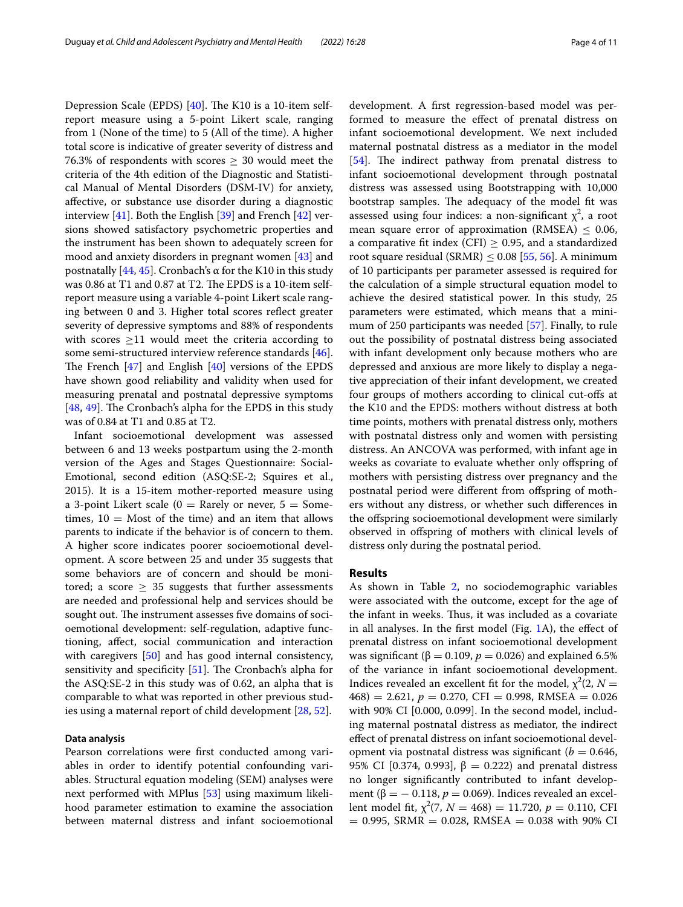Depression Scale (EPDS) [40]. The K10 is a 10-item self-report measure using a 5-point Likert scale, ranging from 1 (None of the time) to 5 (All of the time). A higher total score is indicative of greater severity of distress and 76.3% of respondents with scores $\geq$ 30 would meet the criteria of the 4th edition of the Diagnostic and Statistical Manual of Mental Disorders (DSM-IV) for anxiety, affective, or substance use disorder during a diagnostic interview [41]. Both the English [39] and French [42] versions showed satisfactory psychometric properties and the instrument has been shown to adequately screen for mood and anxiety disorders in pregnant women [43] and postnatally [44, 45]. Cronbach's α for the K10 in this study was 0.86 at T1 and 0.87 at T2. The EPDS is a 10-item self-report measure using a variable 4-point Likert scale ranging between 0 and 3. Higher total scores reflect greater severity of depressive symptoms and 88% of respondents with scores $\geq$11 would meet the criteria according to some semi-structured interview reference standards [46]. The French [47] and English [40] versions of the EPDS have shown good reliability and validity when used for measuring prenatal and postnatal depressive symptoms [48, 49]. The Cronbach's alpha for the EPDS in this study was of 0.84 at T1 and 0.85 at T2.

Infant socioemotional development was assessed between 6 and 13 weeks postpartum using the 2-month version of the Ages and Stages Questionnaire: Social-Emotional, second edition (ASQ:SE-2; Squires et al., 2015). It is a 15-item mother-reported measure using a 3-point Likert scale (0 = Rarely or never, 5 = Sometimes, 10 = Most of the time) and an item that allows parents to indicate if the behavior is of concern to them. A higher score indicates poorer socioemotional development. A score between 25 and under 35 suggests that some behaviors are of concern and should be monitored; a score $\geq$ 35 suggests that further assessments are needed and professional help and services should be sought out. The instrument assesses five domains of socioemotional development: self-regulation, adaptive functioning, affect, social communication and interaction with caregivers [50] and has good internal consistency, sensitivity and specificity [51]. The Cronbach's alpha for the ASQ:SE-2 in this study was of 0.62, an alpha that is comparable to what was reported in other previous studies using a maternal report of child development [28, 52].

### Data analysis

Pearson correlations were first conducted among variables in order to identify potential confounding variables. Structural equation modeling (SEM) analyses were next performed with MPlus [53] using maximum likelihood parameter estimation to examine the association between maternal distress and infant socioemotional development. A first regression-based model was performed to measure the effect of prenatal distress on infant socioemotional development. We next included maternal postnatal distress as a mediator in the model [54]. The indirect pathway from prenatal distress to infant socioemotional development through postnatal distress was assessed using Bootstrapping with 10,000 bootstrap samples. The adequacy of the model fit was assessed using four indices: a non-significant $\chi^2$, a root mean square error of approximation (RMSEA) $\leq$ 0.06, a comparative fit index (CFI) $\geq$ 0.95, and a standardized root square residual (SRMR) $\leq$ 0.08 [55, 56]. A minimum of 10 participants per parameter assessed is required for the calculation of a simple structural equation model to achieve the desired statistical power. In this study, 25 parameters were estimated, which means that a minimum of 250 participants was needed [57]. Finally, to rule out the possibility of postnatal distress being associated with infant development only because mothers who are depressed and anxious are more likely to display a negative appreciation of their infant development, we created four groups of mothers according to clinical cut-offs at the K10 and the EPDS: mothers without distress at both time points, mothers with prenatal distress only, mothers with postnatal distress only and women with persisting distress. An ANCOVA was performed, with infant age in weeks as covariate to evaluate whether only offspring of mothers with persisting distress over pregnancy and the postnatal period were different from offspring of mothers without any distress, or whether such differences in the offspring socioemotional development were similarly observed in offspring of mothers with clinical levels of distress only during the postnatal period.

## Results

As shown in Table 2, no sociodemographic variables were associated with the outcome, except for the age of the infant in weeks. Thus, it was included as a covariate in all analyses. In the first model (Fig. 1A), the effect of prenatal distress on infant socioemotional development was significant ($\beta = 0.109$, $p = 0.026$) and explained 6.5% of the variance in infant socioemotional development. Indices revealed an excellent fit for the model, $\chi^2(2, N = 468) = 2.621$, $p = 0.270$, CFI = 0.998, RMSEA = 0.026 with 90% CI [0.000, 0.099]. In the second model, including maternal postnatal distress as mediator, the indirect effect of prenatal distress on infant socioemotional development via postnatal distress was significant ($b = 0.646$, 95% CI [0.374, 0.993], $\beta = 0.222$) and prenatal distress no longer significantly contributed to infant development ($\beta = -0.118$, $p = 0.069$). Indices revealed an excellent model fit, $\chi^2(7, N = 468) = 11.720$, $p = 0.110$, CFI = 0.995, SRMR = 0.028, RMSEA = 0.038 with 90% CI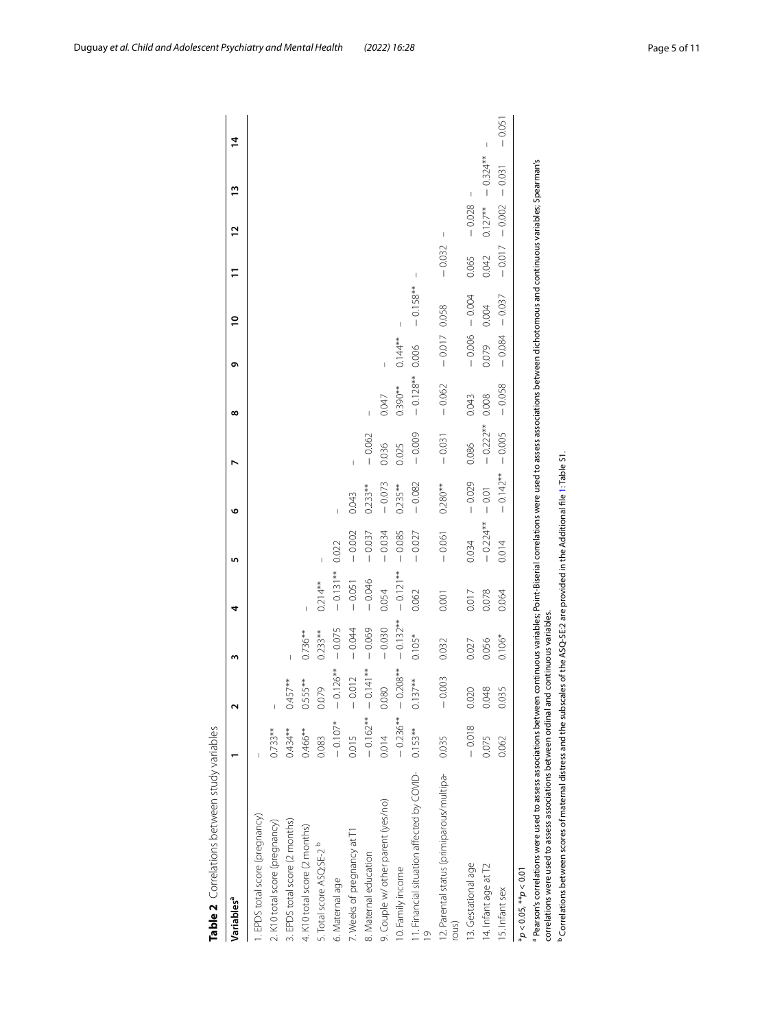**Table 2** Correlations between study variables

| Variables[a] | 1 | 2 | 3 | 4 | 5 | 6 | 7 | 8 | 9 | 10 | 11 | 12 | 13 | 14 |
|---|---|---|---|---|---|---|---|---|---|---|---|---|---|---|
| 1. EPDS total score (pregnancy) | – | | | | | | | | | | | | | |
| 2. K10 total score (pregnancy) | 0.733** | – | | | | | | | | | | | | |
| 3. EPDS total score (2 months) | 0.434** | 0.457** | – | | | | | | | | | | | |
| 4. K10 total score (2 months) | 0.466** | 0.555** | 0.736** | – | | | | | | | | | | |
| 5. Total score ASQ:SE-2 [b] | 0.083 | 0.079 | 0.233** | 0.214** | – | | | | | | | | | |
| 6. Maternal age | − 0.107* | − 0.126** | − 0.075 | − 0.131** | 0.022 | – | | | | | | | | |
| 7. Weeks of pregnancy at T1 | 0.015 | − 0.012 | − 0.044 | − 0.051 | − 0.002 | 0.043 | – | | | | | | | |
| 8. Maternal education | − 0.162** | − 0.141** | − 0.069 | − 0.046 | − 0.037 | 0.233** | − 0.062 | – | | | | | | |
| 9. Couple w/ other parent (yes/no) | 0.014 | 0.080 | − 0.030 | 0.054 | − 0.034 | − 0.073 | 0.036 | 0.047 | – | | | | | |
| 10. Family income | − 0.236** | − 0.208** | − 0.132** | − 0.121** | − 0.085 | 0.235** | 0.025 | 0.390** | 0.144** | – | | | | |
| 11. Financial situation affected by COVID-19 | 0.153** | 0.137** | 0.105* | 0.062 | − 0.027 | − 0.082 | − 0.009 | − 0.128** | 0.006 | − 0.158** | – | | | |
| 12. Parental status (primiparous/multiparous) | 0.035 | − 0.003 | 0.032 | 0.001 | − 0.061 | 0.280** | − 0.031 | − 0.062 | − 0.017 | 0.058 | − 0.032 | – | | |
| 13. Gestational age | − 0.018 | 0.020 | 0.027 | 0.017 | 0.034 | − 0.029 | 0.086 | 0.043 | − 0.006 | − 0.004 | 0.065 | − 0.028 | – | |
| 14. Infant age at T2 | 0.075 | 0.048 | 0.056 | 0.078 | − 0.224** | − 0.01 | − 0.222** | 0.008 | 0.079 | 0.004 | 0.042 | 0.127** | − 0.324** | – |
| 15. Infant sex | 0.062 | 0.035 | 0.106* | 0.064 | 0.014 | − 0.142** | − 0.005 | − 0.058 | − 0.084 | − 0.037 | − 0.017 | − 0.002 | − 0.031 | − 0.051 |

*$p < 0.05$, **$p < 0.01$

[a] Pearson's correlations were used to assess associations between continuous variables; Point-Biserial correlations were used to assess associations between dichotomous and continuous variables; Spearman's correlations were used to assess associations between ordinal and continuous variables.

[b] Correlations between scores of maternal distress and the subscales of the ASQ-SE:2 are provided in the Additional file 1: Table S1.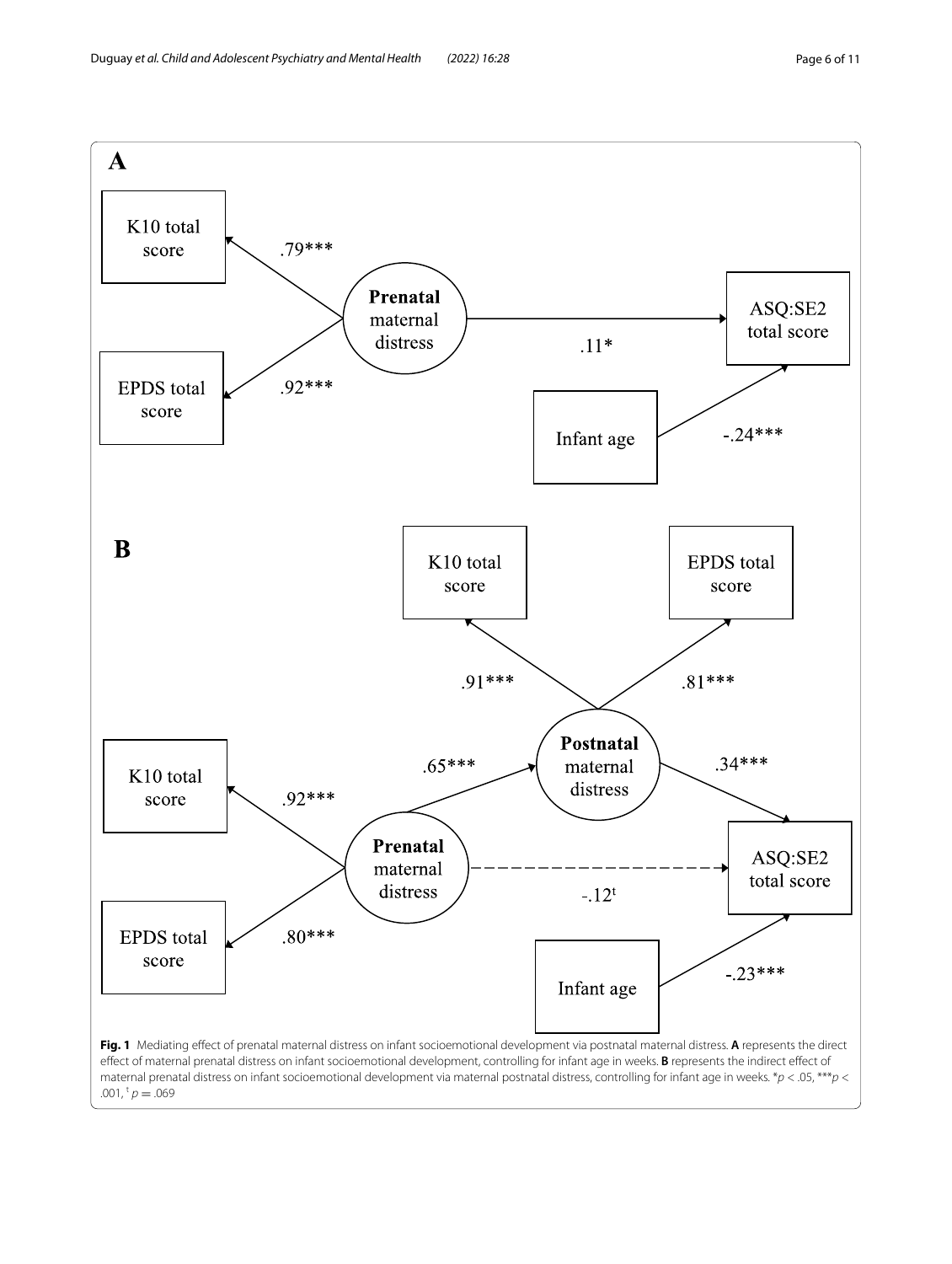**A**

K10 total score

EPDS total score

Prenatal maternal distress

ASQ:SE2 total score

Infant age

.79***

.92***

.11*

-.24***

**B**

K10 total score

EPDS total score

Postnatal maternal distress

.91***

.81***

K10 total score

EPDS total score

Prenatal maternal distress

ASQ:SE2 total score

Infant age

.92***

.80***

.65***

.34***

-.12[t]

-.23***

**Fig. 1** Mediating effect of prenatal maternal distress on infant socioemotional development via postnatal maternal distress. **A** represents the direct effect of maternal prenatal distress on infant socioemotional development, controlling for infant age in weeks. **B** represents the indirect effect of maternal prenatal distress on infant socioemotional development via maternal postnatal distress, controlling for infant age in weeks. \*$p < .05$, \*\*\*$p < .001$, [t] $p = .069$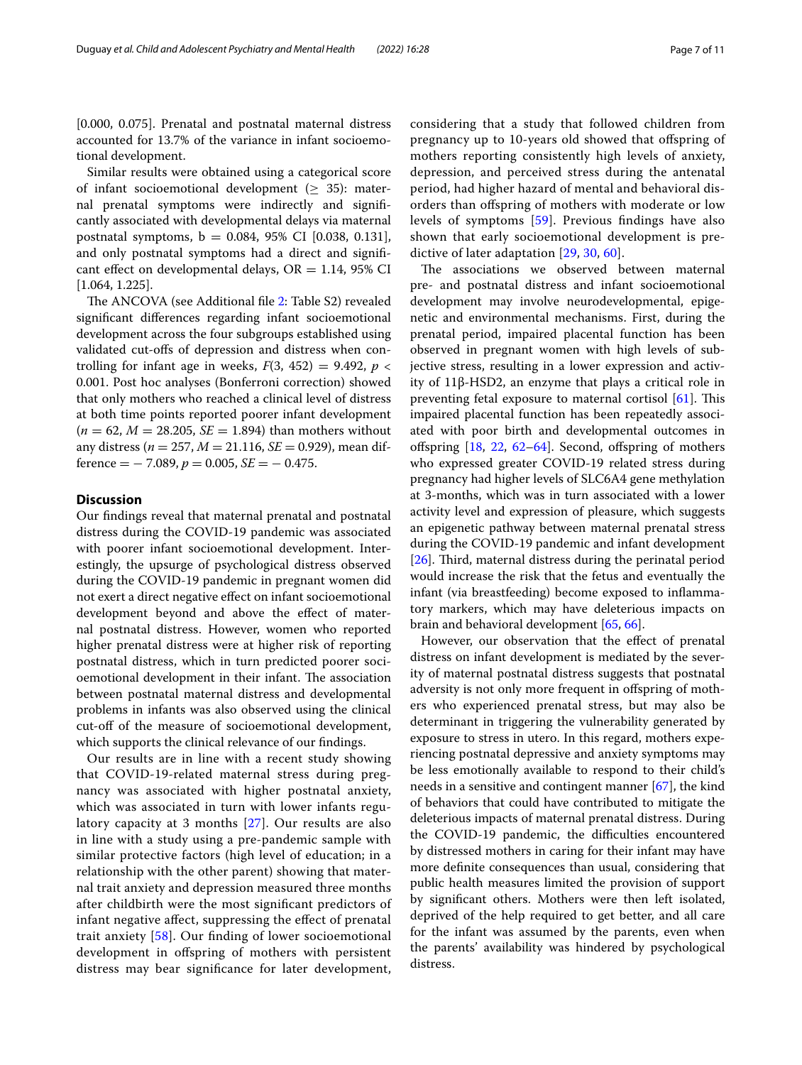[0.000, 0.075]. Prenatal and postnatal maternal distress accounted for 13.7% of the variance in infant socioemotional development.

Similar results were obtained using a categorical score of infant socioemotional development ($\geq$ 35): maternal prenatal symptoms were indirectly and significantly associated with developmental delays via maternal postnatal symptoms, b = 0.084, 95% CI [0.038, 0.131], and only postnatal symptoms had a direct and significant effect on developmental delays, OR = 1.14, 95% CI [1.064, 1.225].

The ANCOVA (see Additional file 2: Table S2) revealed significant differences regarding infant socioemotional development across the four subgroups established using validated cut-offs of depression and distress when controlling for infant age in weeks, $F(3, 452) = 9.492$, $p < 0.001$. Post hoc analyses (Bonferroni correction) showed that only mothers who reached a clinical level of distress at both time points reported poorer infant development ($n = 62$, $M = 28.205$, $SE = 1.894$) than mothers without any distress ($n = 257$, $M = 21.116$, $SE = 0.929$), mean difference = − 7.089, $p = 0.005$, $SE = -0.475$.

## Discussion

Our findings reveal that maternal prenatal and postnatal distress during the COVID-19 pandemic was associated with poorer infant socioemotional development. Interestingly, the upsurge of psychological distress observed during the COVID-19 pandemic in pregnant women did not exert a direct negative effect on infant socioemotional development beyond and above the effect of maternal postnatal distress. However, women who reported higher prenatal distress were at higher risk of reporting postnatal distress, which in turn predicted poorer socioemotional development in their infant. The association between postnatal maternal distress and developmental problems in infants was also observed using the clinical cut-off of the measure of socioemotional development, which supports the clinical relevance of our findings.

Our results are in line with a recent study showing that COVID-19-related maternal stress during pregnancy was associated with higher postnatal anxiety, which was associated in turn with lower infants regulatory capacity at 3 months [27]. Our results are also in line with a study using a pre-pandemic sample with similar protective factors (high level of education; in a relationship with the other parent) showing that maternal trait anxiety and depression measured three months after childbirth were the most significant predictors of infant negative affect, suppressing the effect of prenatal trait anxiety [58]. Our finding of lower socioemotional development in offspring of mothers with persistent distress may bear significance for later development, considering that a study that followed children from pregnancy up to 10-years old showed that offspring of mothers reporting consistently high levels of anxiety, depression, and perceived stress during the antenatal period, had higher hazard of mental and behavioral disorders than offspring of mothers with moderate or low levels of symptoms [59]. Previous findings have also shown that early socioemotional development is predictive of later adaptation [29, 30, 60].

The associations we observed between maternal pre- and postnatal distress and infant socioemotional development may involve neurodevelopmental, epigenetic and environmental mechanisms. First, during the prenatal period, impaired placental function has been observed in pregnant women with high levels of subjective stress, resulting in a lower expression and activity of 11β-HSD2, an enzyme that plays a critical role in preventing fetal exposure to maternal cortisol [61]. This impaired placental function has been repeatedly associated with poor birth and developmental outcomes in offspring [18, 22, 62–64]. Second, offspring of mothers who expressed greater COVID-19 related stress during pregnancy had higher levels of SLC6A4 gene methylation at 3-months, which was in turn associated with a lower activity level and expression of pleasure, which suggests an epigenetic pathway between maternal prenatal stress during the COVID-19 pandemic and infant development [26]. Third, maternal distress during the perinatal period would increase the risk that the fetus and eventually the infant (via breastfeeding) become exposed to inflammatory markers, which may have deleterious impacts on brain and behavioral development [65, 66].

However, our observation that the effect of prenatal distress on infant development is mediated by the severity of maternal postnatal distress suggests that postnatal adversity is not only more frequent in offspring of mothers who experienced prenatal stress, but may also be determinant in triggering the vulnerability generated by exposure to stress in utero. In this regard, mothers experiencing postnatal depressive and anxiety symptoms may be less emotionally available to respond to their child's needs in a sensitive and contingent manner [67], the kind of behaviors that could have contributed to mitigate the deleterious impacts of maternal prenatal distress. During the COVID-19 pandemic, the difficulties encountered by distressed mothers in caring for their infant may have more definite consequences than usual, considering that public health measures limited the provision of support by significant others. Mothers were then left isolated, deprived of the help required to get better, and all care for the infant was assumed by the parents, even when the parents' availability was hindered by psychological distress.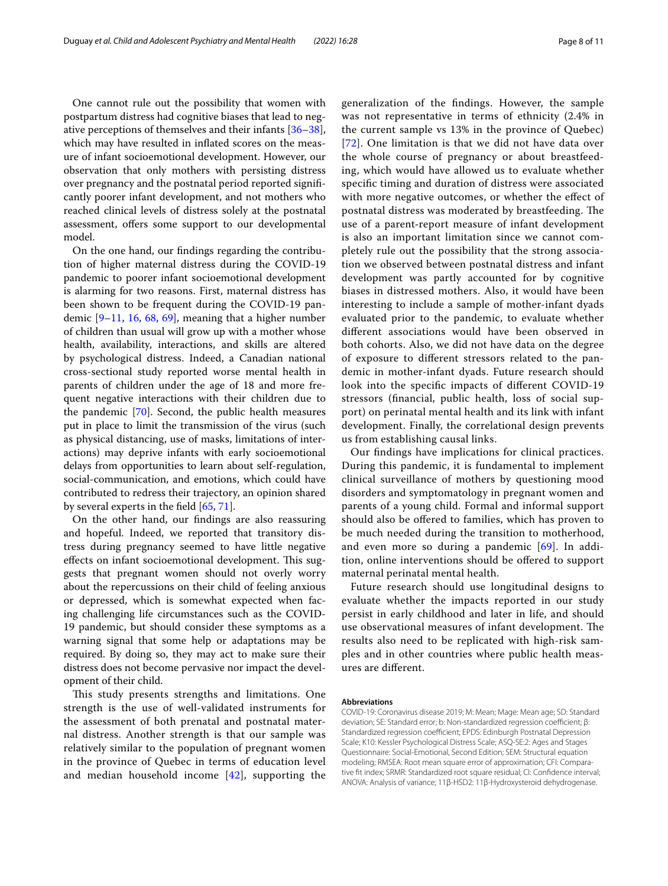One cannot rule out the possibility that women with postpartum distress had cognitive biases that lead to negative perceptions of themselves and their infants [36–38], which may have resulted in inflated scores on the measure of infant socioemotional development. However, our observation that only mothers with persisting distress over pregnancy and the postnatal period reported significantly poorer infant development, and not mothers who reached clinical levels of distress solely at the postnatal assessment, offers some support to our developmental model.

On the one hand, our findings regarding the contribution of higher maternal distress during the COVID-19 pandemic to poorer infant socioemotional development is alarming for two reasons. First, maternal distress has been shown to be frequent during the COVID-19 pandemic [9–11, 16, 68, 69], meaning that a higher number of children than usual will grow up with a mother whose health, availability, interactions, and skills are altered by psychological distress. Indeed, a Canadian national cross-sectional study reported worse mental health in parents of children under the age of 18 and more frequent negative interactions with their children due to the pandemic [70]. Second, the public health measures put in place to limit the transmission of the virus (such as physical distancing, use of masks, limitations of interactions) may deprive infants with early socioemotional delays from opportunities to learn about self-regulation, social-communication, and emotions, which could have contributed to redress their trajectory, an opinion shared by several experts in the field [65, 71].

On the other hand, our findings are also reassuring and hopeful. Indeed, we reported that transitory distress during pregnancy seemed to have little negative effects on infant socioemotional development. This suggests that pregnant women should not overly worry about the repercussions on their child of feeling anxious or depressed, which is somewhat expected when facing challenging life circumstances such as the COVID-19 pandemic, but should consider these symptoms as a warning signal that some help or adaptations may be required. By doing so, they may act to make sure their distress does not become pervasive nor impact the development of their child.

This study presents strengths and limitations. One strength is the use of well-validated instruments for the assessment of both prenatal and postnatal maternal distress. Another strength is that our sample was relatively similar to the population of pregnant women in the province of Quebec in terms of education level and median household income [42], supporting the generalization of the findings. However, the sample was not representative in terms of ethnicity (2.4% in the current sample vs 13% in the province of Quebec) [72]. One limitation is that we did not have data over the whole course of pregnancy or about breastfeeding, which would have allowed us to evaluate whether specific timing and duration of distress were associated with more negative outcomes, or whether the effect of postnatal distress was moderated by breastfeeding. The use of a parent-report measure of infant development is also an important limitation since we cannot completely rule out the possibility that the strong association we observed between postnatal distress and infant development was partly accounted for by cognitive biases in distressed mothers. Also, it would have been interesting to include a sample of mother-infant dyads evaluated prior to the pandemic, to evaluate whether different associations would have been observed in both cohorts. Also, we did not have data on the degree of exposure to different stressors related to the pandemic in mother-infant dyads. Future research should look into the specific impacts of different COVID-19 stressors (financial, public health, loss of social support) on perinatal mental health and its link with infant development. Finally, the correlational design prevents us from establishing causal links.

Our findings have implications for clinical practices. During this pandemic, it is fundamental to implement clinical surveillance of mothers by questioning mood disorders and symptomatology in pregnant women and parents of a young child. Formal and informal support should also be offered to families, which has proven to be much needed during the transition to motherhood, and even more so during a pandemic [69]. In addition, online interventions should be offered to support maternal perinatal mental health.

Future research should use longitudinal designs to evaluate whether the impacts reported in our study persist in early childhood and later in life, and should use observational measures of infant development. The results also need to be replicated with high-risk samples and in other countries where public health measures are different.

#### Abbreviations

COVID-19: Coronavirus disease 2019; M: Mean; Mage: Mean age; SD: Standard deviation; SE: Standard error; b: Non-standardized regression coefficient; β: Standardized regression coefficient; EPDS: Edinburgh Postnatal Depression Scale; K10: Kessler Psychological Distress Scale; ASQ-SE:2: Ages and Stages Questionnaire: Social-Emotional, Second Edition; SEM: Structural equation modeling; RMSEA: Root mean square error of approximation; CFI: Comparative fit index; SRMR: Standardized root square residual; CI: Confidence interval; ANOVA: Analysis of variance; 11β-HSD2: 11β-Hydroxysteroid dehydrogenase.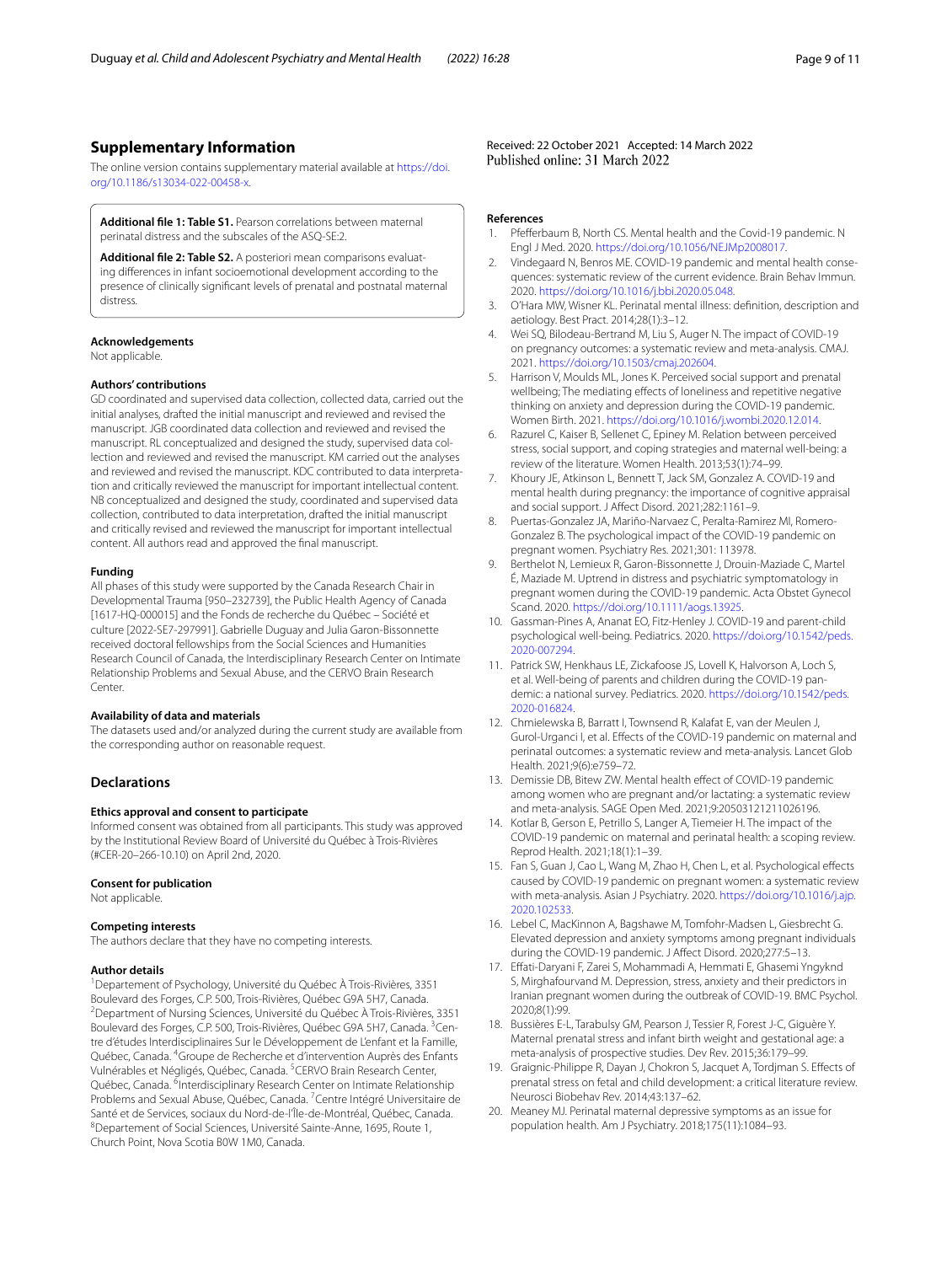## Supplementary Information

The online version contains supplementary material available at https://doi.org/10.1186/s13034-022-00458-x.

**Additional file 1: Table S1.** Pearson correlations between maternal perinatal distress and the subscales of the ASQ-SE:2.

**Additional file 2: Table S2.** A posteriori mean comparisons evaluating differences in infant socioemotional development according to the presence of clinically significant levels of prenatal and postnatal maternal distress.

### Acknowledgements

Not applicable.

### Authors' contributions

GD coordinated and supervised data collection, collected data, carried out the initial analyses, drafted the initial manuscript and reviewed and revised the manuscript. JGB coordinated data collection and reviewed and revised the manuscript. RL conceptualized and designed the study, supervised data collection and reviewed and revised the manuscript. KM carried out the analyses and reviewed and revised the manuscript. KDC contributed to data interpretation and critically reviewed the manuscript for important intellectual content. NB conceptualized and designed the study, coordinated and supervised data collection, contributed to data interpretation, drafted the initial manuscript and critically revised and reviewed the manuscript for important intellectual content. All authors read and approved the final manuscript.

### Funding

All phases of this study were supported by the Canada Research Chair in Developmental Trauma [950–232739], the Public Health Agency of Canada [1617-HQ-000015] and the Fonds de recherche du Québec – Société et culture [2022-SE7-297991]. Gabrielle Duguay and Julia Garon-Bissonnette received doctoral fellowships from the Social Sciences and Humanities Research Council of Canada, the Interdisciplinary Research Center on Intimate Relationship Problems and Sexual Abuse, and the CERVO Brain Research Center.

### Availability of data and materials

The datasets used and/or analyzed during the current study are available from the corresponding author on reasonable request.

## Declarations

### Ethics approval and consent to participate

Informed consent was obtained from all participants. This study was approved by the Institutional Review Board of Université du Québec à Trois-Rivières (#CER-20–266-10.10) on April 2nd, 2020.

### Consent for publication

Not applicable.

### Competing interests

The authors declare that they have no competing interests.

### Author details

[1]Departement of Psychology, Université du Québec À Trois-Rivières, 3351 Boulevard des Forges, C.P. 500, Trois-Rivières, Québec G9A 5H7, Canada. [2]Department of Nursing Sciences, Université du Québec À Trois-Rivières, 3351 Boulevard des Forges, C.P. 500, Trois-Rivières, Québec G9A 5H7, Canada. [3]Centre d'études Interdisciplinaires Sur le Développement de L'enfant et la Famille, Québec, Canada. [4]Groupe de Recherche et d'intervention Auprès des Enfants Vulnérables et Négligés, Québec, Canada. [5]CERVO Brain Research Center, Québec, Canada. [6]Interdisciplinary Research Center on Intimate Relationship Problems and Sexual Abuse, Québec, Canada. [7]Centre Intégré Universitaire de Santé et de Services, sociaux du Nord-de-l'Île-de-Montréal, Québec, Canada. [8]Departement of Social Sciences, Université Sainte-Anne, 1695, Route 1, Church Point, Nova Scotia B0W 1M0, Canada.

Received: 22 October 2021 Accepted: 14 March 2022
Published online: 31 March 2022

### References

1. Pfefferbaum B, North CS. Mental health and the Covid-19 pandemic. N Engl J Med. 2020. https://doi.org/10.1056/NEJMp2008017.
2. Vindegaard N, Benros ME. COVID-19 pandemic and mental health consequences: systematic review of the current evidence. Brain Behav Immun. 2020. https://doi.org/10.1016/j.bbi.2020.05.048.
3. O'Hara MW, Wisner KL. Perinatal mental illness: definition, description and aetiology. Best Pract. 2014;28(1):3–12.
4. Wei SQ, Bilodeau-Bertrand M, Liu S, Auger N. The impact of COVID-19 on pregnancy outcomes: a systematic review and meta-analysis. CMAJ. 2021. https://doi.org/10.1503/cmaj.202604.
5. Harrison V, Moulds ML, Jones K. Perceived social support and prenatal wellbeing; The mediating effects of loneliness and repetitive negative thinking on anxiety and depression during the COVID-19 pandemic. Women Birth. 2021. https://doi.org/10.1016/j.wombi.2020.12.014.
6. Razurel C, Kaiser B, Sellenet C, Epiney M. Relation between perceived stress, social support, and coping strategies and maternal well-being: a review of the literature. Women Health. 2013;53(1):74–99.
7. Khoury JE, Atkinson L, Bennett T, Jack SM, Gonzalez A. COVID-19 and mental health during pregnancy: the importance of cognitive appraisal and social support. J Affect Disord. 2021;282:1161–9.
8. Puertas-Gonzalez JA, Mariño-Narvaez C, Peralta-Ramirez MI, Romero-Gonzalez B. The psychological impact of the COVID-19 pandemic on pregnant women. Psychiatry Res. 2021;301: 113978.
9. Berthelot N, Lemieux R, Garon-Bissonnette J, Drouin-Maziade C, Martel É, Maziade M. Uptrend in distress and psychiatric symptomatology in pregnant women during the COVID-19 pandemic. Acta Obstet Gynecol Scand. 2020. https://doi.org/10.1111/aogs.13925.
10. Gassman-Pines A, Ananat EO, Fitz-Henley J. COVID-19 and parent-child psychological well-being. Pediatrics. 2020. https://doi.org/10.1542/peds.2020-007294.
11. Patrick SW, Henkhaus LE, Zickafoose JS, Lovell K, Halvorson A, Loch S, et al. Well-being of parents and children during the COVID-19 pandemic: a national survey. Pediatrics. 2020. https://doi.org/10.1542/peds.2020-016824.
12. Chmielewska B, Barratt I, Townsend R, Kalafat E, van der Meulen J, Gurol-Urganci I, et al. Effects of the COVID-19 pandemic on maternal and perinatal outcomes: a systematic review and meta-analysis. Lancet Glob Health. 2021;9(6):e759–72.
13. Demissie DB, Bitew ZW. Mental health effect of COVID-19 pandemic among women who are pregnant and/or lactating: a systematic review and meta-analysis. SAGE Open Med. 2021;9:20503121211026196.
14. Kotlar B, Gerson E, Petrillo S, Langer A, Tiemeier H. The impact of the COVID-19 pandemic on maternal and perinatal health: a scoping review. Reprod Health. 2021;18(1):1–39.
15. Fan S, Guan J, Cao L, Wang M, Zhao H, Chen L, et al. Psychological effects caused by COVID-19 pandemic on pregnant women: a systematic review with meta-analysis. Asian J Psychiatry. 2020. https://doi.org/10.1016/j.ajp.2020.102533.
16. Lebel C, MacKinnon A, Bagshawe M, Tomfohr-Madsen L, Giesbrecht G. Elevated depression and anxiety symptoms among pregnant individuals during the COVID-19 pandemic. J Affect Disord. 2020;277:5–13.
17. Effati-Daryani F, Zarei S, Mohammadi A, Hemmati E, Ghasemi Yngyknd S, Mirghafourvand M. Depression, stress, anxiety and their predictors in Iranian pregnant women during the outbreak of COVID-19. BMC Psychol. 2020;8(1):99.
18. Bussières E-L, Tarabulsy GM, Pearson J, Tessier R, Forest J-C, Giguère Y. Maternal prenatal stress and infant birth weight and gestational age: a meta-analysis of prospective studies. Dev Rev. 2015;36:179–99.
19. Graignic-Philippe R, Dayan J, Chokron S, Jacquet A, Tordjman S. Effects of prenatal stress on fetal and child development: a critical literature review. Neurosci Biobehav Rev. 2014;43:137–62.
20. Meaney MJ. Perinatal maternal depressive symptoms as an issue for population health. Am J Psychiatry. 2018;175(11):1084–93.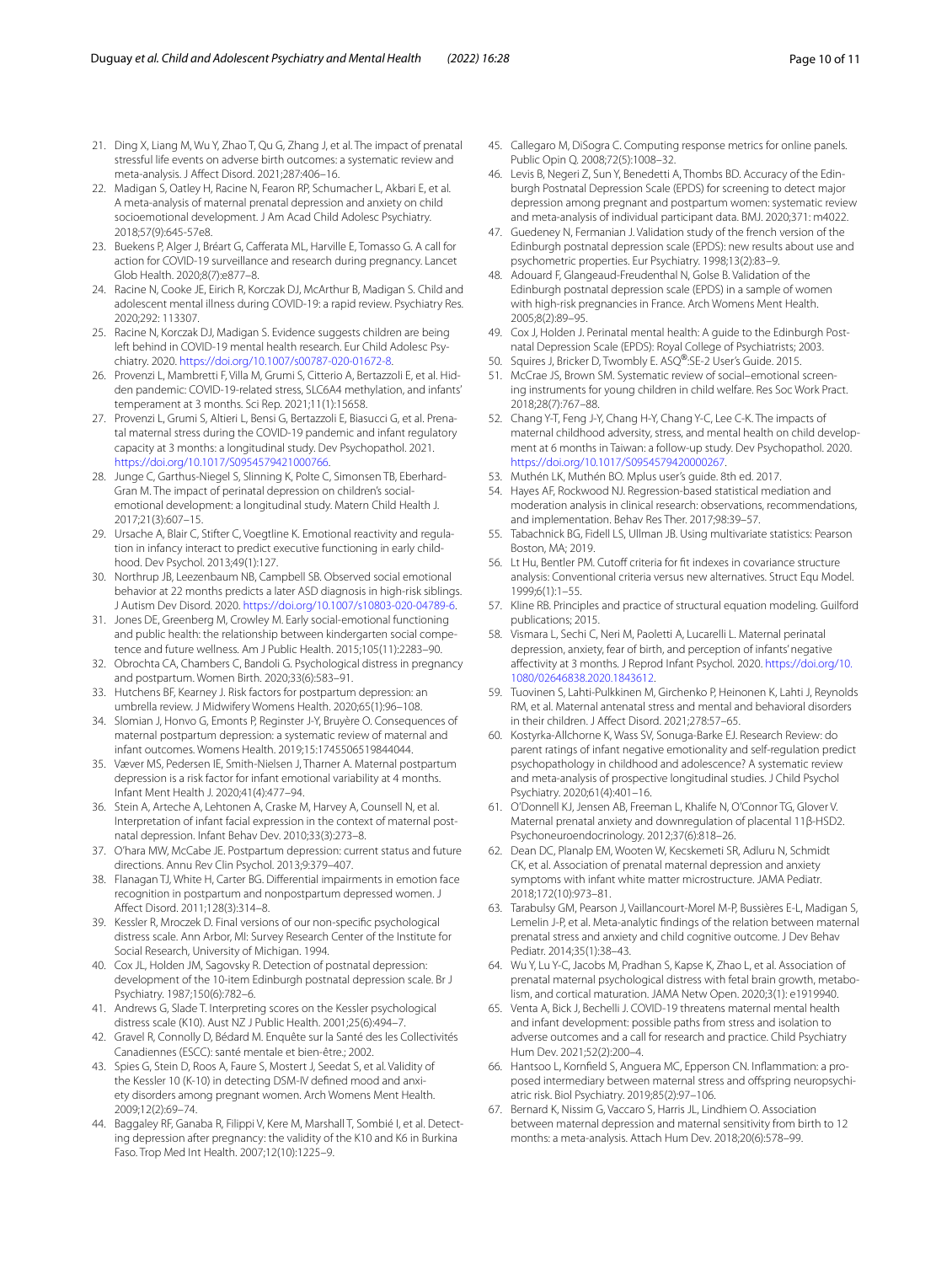21. Ding X, Liang M, Wu Y, Zhao T, Qu G, Zhang J, et al. The impact of prenatal stressful life events on adverse birth outcomes: a systematic review and meta-analysis. J Affect Disord. 2021;287:406–16.
22. Madigan S, Oatley H, Racine N, Fearon RP, Schumacher L, Akbari E, et al. A meta-analysis of maternal prenatal depression and anxiety on child socioemotional development. J Am Acad Child Adolesc Psychiatry. 2018;57(9):645-57e8.
23. Buekens P, Alger J, Bréart G, Cafferata ML, Harville E, Tomasso G. A call for action for COVID-19 surveillance and research during pregnancy. Lancet Glob Health. 2020;8(7):e877–8.
24. Racine N, Cooke JE, Eirich R, Korczak DJ, McArthur B, Madigan S. Child and adolescent mental illness during COVID-19: a rapid review. Psychiatry Res. 2020;292: 113307.
25. Racine N, Korczak DJ, Madigan S. Evidence suggests children are being left behind in COVID-19 mental health research. Eur Child Adolesc Psychiatry. 2020. https://doi.org/10.1007/s00787-020-01672-8.
26. Provenzi L, Mambretti F, Villa M, Grumi S, Citterio A, Bertazzoli E, et al. Hidden pandemic: COVID-19-related stress, SLC6A4 methylation, and infants' temperament at 3 months. Sci Rep. 2021;11(1):15658.
27. Provenzi L, Grumi S, Altieri L, Bensi G, Bertazzoli E, Biasucci G, et al. Prenatal maternal stress during the COVID-19 pandemic and infant regulatory capacity at 3 months: a longitudinal study. Dev Psychopathol. 2021. https://doi.org/10.1017/S0954579421000766.
28. Junge C, Garthus-Niegel S, Slinning K, Polte C, Simonsen TB, Eberhard-Gran M. The impact of perinatal depression on children's social-emotional development: a longitudinal study. Matern Child Health J. 2017;21(3):607–15.
29. Ursache A, Blair C, Stifter C, Voegtline K. Emotional reactivity and regulation in infancy interact to predict executive functioning in early childhood. Dev Psychol. 2013;49(1):127.
30. Northrup JB, Leezenbaum NB, Campbell SB. Observed social emotional behavior at 22 months predicts a later ASD diagnosis in high-risk siblings. J Autism Dev Disord. 2020. https://doi.org/10.1007/s10803-020-04789-6.
31. Jones DE, Greenberg M, Crowley M. Early social-emotional functioning and public health: the relationship between kindergarten social competence and future wellness. Am J Public Health. 2015;105(11):2283–90.
32. Obrochta CA, Chambers C, Bandoli G. Psychological distress in pregnancy and postpartum. Women Birth. 2020;33(6):583–91.
33. Hutchens BF, Kearney J. Risk factors for postpartum depression: an umbrella review. J Midwifery Womens Health. 2020;65(1):96–108.
34. Slomian J, Honvo G, Emonts P, Reginster J-Y, Bruyère O. Consequences of maternal postpartum depression: a systematic review of maternal and infant outcomes. Womens Health. 2019;15:1745506519844044.
35. Væver MS, Pedersen IE, Smith-Nielsen J, Tharner A. Maternal postpartum depression is a risk factor for infant emotional variability at 4 months. Infant Ment Health J. 2020;41(4):477–94.
36. Stein A, Arteche A, Lehtonen A, Craske M, Harvey A, Counsell N, et al. Interpretation of infant facial expression in the context of maternal postnatal depression. Infant Behav Dev. 2010;33(3):273–8.
37. O'hara MW, McCabe JE. Postpartum depression: current status and future directions. Annu Rev Clin Psychol. 2013;9:379–407.
38. Flanagan TJ, White H, Carter BG. Differential impairments in emotion face recognition in postpartum and nonpostpartum depressed women. J Affect Disord. 2011;128(3):314–8.
39. Kessler R, Mroczek D. Final versions of our non-specific psychological distress scale. Ann Arbor, MI: Survey Research Center of the Institute for Social Research, University of Michigan. 1994.
40. Cox JL, Holden JM, Sagovsky R. Detection of postnatal depression: development of the 10-item Edinburgh postnatal depression scale. Br J Psychiatry. 1987;150(6):782–6.
41. Andrews G, Slade T. Interpreting scores on the Kessler psychological distress scale (K10). Aust NZ J Public Health. 2001;25(6):494–7.
42. Gravel R, Connolly D, Bédard M. Enquête sur la Santé des les Collectivités Canadiennes (ESCC): santé mentale et bien-être.; 2002.
43. Spies G, Stein D, Roos A, Faure S, Mostert J, Seedat S, et al. Validity of the Kessler 10 (K-10) in detecting DSM-IV defined mood and anxiety disorders among pregnant women. Arch Womens Ment Health. 2009;12(2):69–74.
44. Baggaley RF, Ganaba R, Filippi V, Kere M, Marshall T, Sombié I, et al. Detecting depression after pregnancy: the validity of the K10 and K6 in Burkina Faso. Trop Med Int Health. 2007;12(10):1225–9.
45. Callegaro M, DiSogra C. Computing response metrics for online panels. Public Opin Q. 2008;72(5):1008–32.
46. Levis B, Negeri Z, Sun Y, Benedetti A, Thombs BD. Accuracy of the Edinburgh Postnatal Depression Scale (EPDS) for screening to detect major depression among pregnant and postpartum women: systematic review and meta-analysis of individual participant data. BMJ. 2020;371: m4022.
47. Guedeney N, Fermanian J. Validation study of the french version of the Edinburgh postnatal depression scale (EPDS): new results about use and psychometric properties. Eur Psychiatry. 1998;13(2):83–9.
48. Adouard F, Glangeaud-Freudenthal N, Golse B. Validation of the Edinburgh postnatal depression scale (EPDS) in a sample of women with high-risk pregnancies in France. Arch Womens Ment Health. 2005;8(2):89–95.
49. Cox J, Holden J. Perinatal mental health: A guide to the Edinburgh Postnatal Depression Scale (EPDS): Royal College of Psychiatrists; 2003.
50. Squires J, Bricker D, Twombly E. ASQ®:SE-2 User's Guide. 2015.
51. McCrae JS, Brown SM. Systematic review of social–emotional screening instruments for young children in child welfare. Res Soc Work Pract. 2018;28(7):767–88.
52. Chang Y-T, Feng J-Y, Chang H-Y, Chang Y-C, Lee C-K. The impacts of maternal childhood adversity, stress, and mental health on child development at 6 months in Taiwan: a follow-up study. Dev Psychopathol. 2020. https://doi.org/10.1017/S0954579420000267.
53. Muthén LK, Muthén BO. Mplus user's guide. 8th ed. 2017.
54. Hayes AF, Rockwood NJ. Regression-based statistical mediation and moderation analysis in clinical research: observations, recommendations, and implementation. Behav Res Ther. 2017;98:39–57.
55. Tabachnick BG, Fidell LS, Ullman JB. Using multivariate statistics: Pearson Boston, MA; 2019.
56. Lt Hu, Bentler PM. Cutoff criteria for fit indexes in covariance structure analysis: Conventional criteria versus new alternatives. Struct Equ Model. 1999;6(1):1–55.
57. Kline RB. Principles and practice of structural equation modeling. Guilford publications; 2015.
58. Vismara L, Sechi C, Neri M, Paoletti A, Lucarelli L. Maternal perinatal depression, anxiety, fear of birth, and perception of infants' negative affectivity at 3 months. J Reprod Infant Psychol. 2020. https://doi.org/10.1080/02646838.2020.1843612.
59. Tuovinen S, Lahti-Pulkkinen M, Girchenko P, Heinonen K, Lahti J, Reynolds RM, et al. Maternal antenatal stress and mental and behavioral disorders in their children. J Affect Disord. 2021;278:57–65.
60. Kostyrka-Allchorne K, Wass SV, Sonuga-Barke EJ. Research Review: do parent ratings of infant negative emotionality and self-regulation predict psychopathology in childhood and adolescence? A systematic review and meta-analysis of prospective longitudinal studies. J Child Psychol Psychiatry. 2020;61(4):401–16.
61. O'Donnell KJ, Jensen AB, Freeman L, Khalife N, O'Connor TG, Glover V. Maternal prenatal anxiety and downregulation of placental 11β-HSD2. Psychoneuroendocrinology. 2012;37(6):818–26.
62. Dean DC, Planalp EM, Wooten W, Kecskemeti SR, Adluru N, Schmidt CK, et al. Association of prenatal maternal depression and anxiety symptoms with infant white matter microstructure. JAMA Pediatr. 2018;172(10):973–81.
63. Tarabulsy GM, Pearson J, Vaillancourt-Morel M-P, Bussières E-L, Madigan S, Lemelin J-P, et al. Meta-analytic findings of the relation between maternal prenatal stress and anxiety and child cognitive outcome. J Dev Behav Pediatr. 2014;35(1):38–43.
64. Wu Y, Lu Y-C, Jacobs M, Pradhan S, Kapse K, Zhao L, et al. Association of prenatal maternal psychological distress with fetal brain growth, metabolism, and cortical maturation. JAMA Netw Open. 2020;3(1): e1919940.
65. Venta A, Bick J, Bechelli J. COVID-19 threatens maternal mental health and infant development: possible paths from stress and isolation to adverse outcomes and a call for research and practice. Child Psychiatry Hum Dev. 2021;52(2):200–4.
66. Hantsoo L, Kornfield S, Anguera MC, Epperson CN. Inflammation: a proposed intermediary between maternal stress and offspring neuropsychiatric risk. Biol Psychiatry. 2019;85(2):97–106.
67. Bernard K, Nissim G, Vaccaro S, Harris JL, Lindhiem O. Association between maternal depression and maternal sensitivity from birth to 12 months: a meta-analysis. Attach Hum Dev. 2018;20(6):578–99.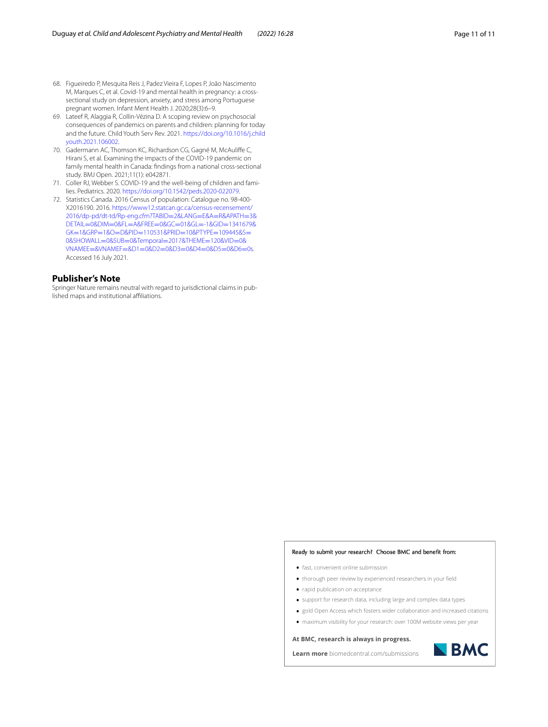68. Figueiredo P, Mesquita Reis J, Padez Vieira F, Lopes P, João Nascimento M, Marques C, et al. Covid-19 and mental health in pregnancy: a cross-sectional study on depression, anxiety, and stress among Portuguese pregnant women. Infant Ment Health J. 2020;28(3):6–9.
69. Lateef R, Alaggia R, Collin-Vézina D. A scoping review on psychosocial consequences of pandemics on parents and children: planning for today and the future. Child Youth Serv Rev. 2021. https://doi.org/10.1016/j.childyouth.2021.106002.
70. Gadermann AC, Thomson KC, Richardson CG, Gagné M, McAuliffe C, Hirani S, et al. Examining the impacts of the COVID-19 pandemic on family mental health in Canada: findings from a national cross-sectional study. BMJ Open. 2021;11(1): e042871.
71. Coller RJ, Webber S. COVID-19 and the well-being of children and families. Pediatrics. 2020. https://doi.org/10.1542/peds.2020-022079.
72. Statistics Canada. 2016 Census of population: Catalogue no. 98-400-X2016190. 2016. https://www12.statcan.gc.ca/census-recensement/2016/dp-pd/dt-td/Rp-eng.cfm?TABID=2&LANG=E&A=R&APATH=3&DETAIL=0&DIM=0&FL=A&FREE=0&GC=01&GL=-1&GID=1341679&GK=1&GRP=1&O=D&PID=110531&PRID=10&PTYPE=109445&S=0&SHOWALL=0&SUB=0&Temporal=2017&THEME=120&VID=0&VNAMEE=&VNAMEF=&D1=0&D2=0&D3=0&D4=0&D5=0&D6=0s. Accessed 16 July 2021.

## Publisher's Note

Springer Nature remains neutral with regard to jurisdictional claims in published maps and institutional affiliations.

Ready to submit your research? Choose BMC and benefit from:

- fast, convenient online submission
- thorough peer review by experienced researchers in your field
- rapid publication on acceptance
- support for research data, including large and complex data types
- gold Open Access which fosters wider collaboration and increased citations
- maximum visibility for your research: over 100M website views per year

**At BMC, research is always in progress.**

**Learn more** biomedcentral.com/submissions

BMC